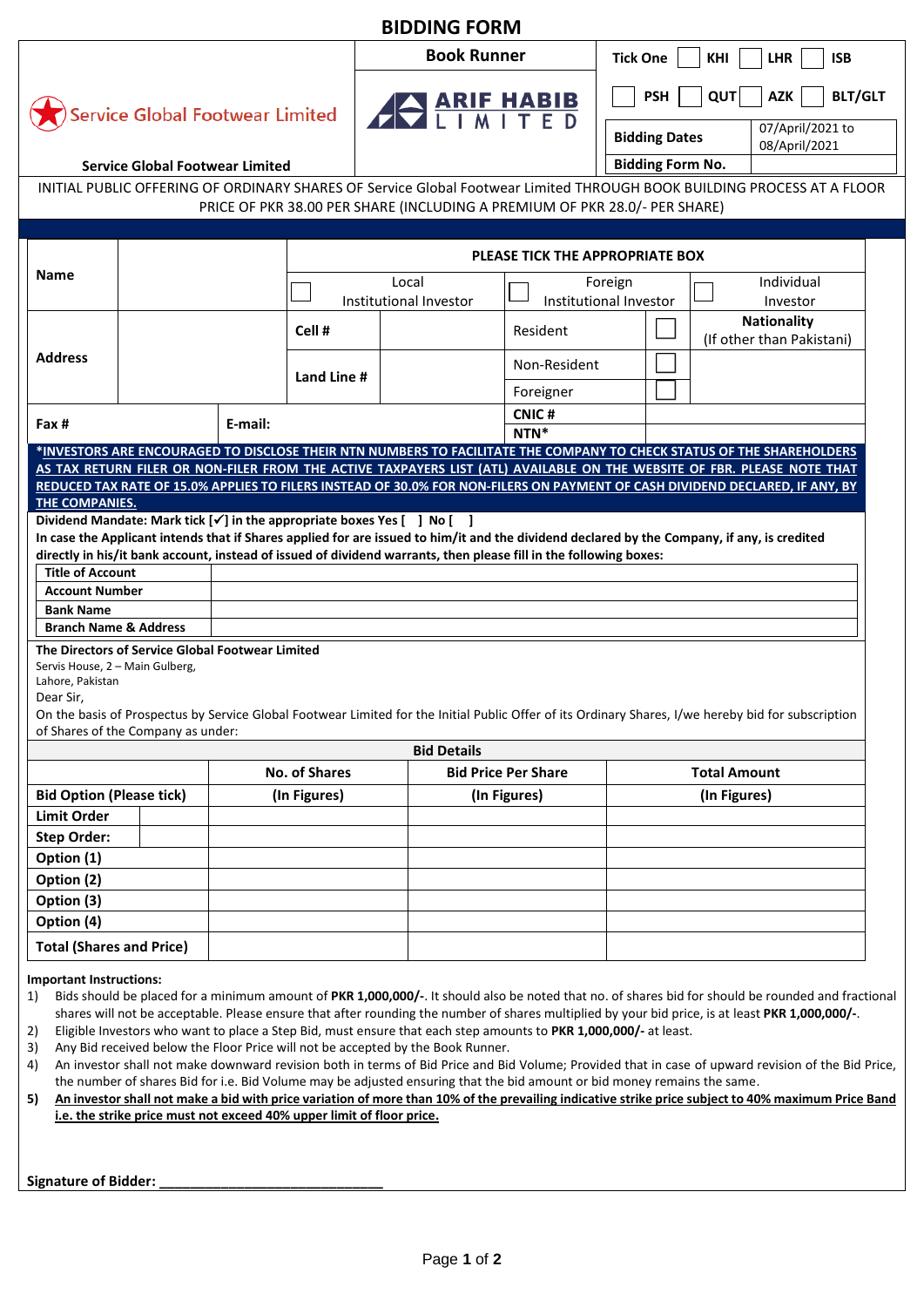# BIDDING FORM

| Service Global Footwear Limited | Book Runner | Tick One ☐ KHI ☐ LHR ☐ ISB ☐ PSH ☐ QUT ☐ AZK ☐ BLT/GLT |
|---|---|---|
| Service Global Footwear Limited | ARIF HABIB LIMITED | Bidding Dates: 07/April/2021 to 08/April/2021 |
| | | Bidding Form No. |

INITIAL PUBLIC OFFERING OF ORDINARY SHARES OF Service Global Footwear Limited THROUGH BOOK BUILDING PROCESS AT A FLOOR PRICE OF PKR 38.00 PER SHARE (INCLUDING A PREMIUM OF PKR 28.0/- PER SHARE)

| Name | | PLEASE TICK THE APPROPRIATE BOX | | | | |
|---|---|---|---|---|---|---|
| | | ☐ Local Institutional Investor | | ☐ Foreign Institutional Investor | | ☐ Individual Investor |
| Address | | Cell # | | Resident | ☐ | Nationality (If other than Pakistani) |
| | | Land Line # | | Non-Resident | ☐ | |
| | | | | Foreigner | ☐ | |
| Fax # | E-mail: | | | CNIC # | | |
| | | | | NTN* | | |

***INVESTORS ARE ENCOURAGED TO DISCLOSE THEIR NTN NUMBERS TO FACILITATE THE COMPANY TO CHECK STATUS OF THE SHAREHOLDERS AS TAX RETURN FILER OR NON-FILER FROM THE ACTIVE TAXPAYERS LIST (ATL) AVAILABLE ON THE WEBSITE OF FBR. PLEASE NOTE THAT REDUCED TAX RATE OF 15.0% APPLIES TO FILERS INSTEAD OF 30.0% FOR NON-FILERS ON PAYMENT OF CASH DIVIDEND DECLARED, IF ANY, BY THE COMPANIES.**

**Dividend Mandate: Mark tick [✓] in the appropriate boxes Yes [ ] No [ ]**

**In case the Applicant intends that if Shares applied for are issued to him/it and the dividend declared by the Company, if any, is credited directly in his/it bank account, instead of issued of dividend warrants, then please fill in the following boxes:**

| Title of Account | |
|---|---|
| Account Number | |
| Bank Name | |
| Branch Name & Address | |

**The Directors of Service Global Footwear Limited**
Servis House, 2 – Main Gulberg,
Lahore, Pakistan

Dear Sir,

On the basis of Prospectus by Service Global Footwear Limited for the Initial Public Offer of its Ordinary Shares, I/we hereby bid for subscription of Shares of the Company as under:

| Bid Details | | | | |
|---|---|---|---|---|
| | | No. of Shares | Bid Price Per Share | Total Amount |
| Bid Option (Please tick) | | (In Figures) | (In Figures) | (In Figures) |
| Limit Order | | | | |
| Step Order: | | | | |
| Option (1) | | | | |
| Option (2) | | | | |
| Option (3) | | | | |
| Option (4) | | | | |
| Total (Shares and Price) | | | | |

**Important Instructions:**

1) Bids should be placed for a minimum amount of **PKR 1,000,000/-**. It should also be noted that no. of shares bid for should be rounded and fractional shares will not be acceptable. Please ensure that after rounding the number of shares multiplied by your bid price, is at least **PKR 1,000,000/-**.
2) Eligible Investors who want to place a Step Bid, must ensure that each step amounts to **PKR 1,000,000/-** at least.
3) Any Bid received below the Floor Price will not be accepted by the Book Runner.
4) An investor shall not make downward revision both in terms of Bid Price and Bid Volume; Provided that in case of upward revision of the Bid Price, the number of shares Bid for i.e. Bid Volume may be adjusted ensuring that the bid amount or bid money remains the same.
5) **An investor shall not make a bid with price variation of more than 10% of the prevailing indicative strike price subject to 40% maximum Price Band i.e. the strike price must not exceed 40% upper limit of floor price.**

**Signature of Bidder: ______________________________**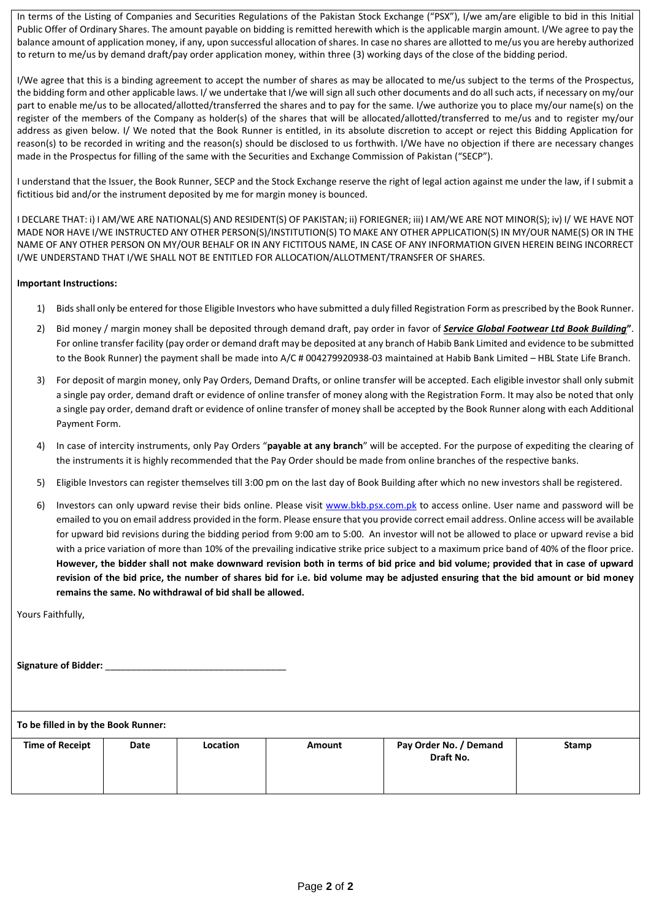In terms of the Listing of Companies and Securities Regulations of the Pakistan Stock Exchange ("PSX"), I/we am/are eligible to bid in this Initial Public Offer of Ordinary Shares. The amount payable on bidding is remitted herewith which is the applicable margin amount. I/We agree to pay the balance amount of application money, if any, upon successful allocation of shares. In case no shares are allotted to me/us you are hereby authorized to return to me/us by demand draft/pay order application money, within three (3) working days of the close of the bidding period.

I/We agree that this is a binding agreement to accept the number of shares as may be allocated to me/us subject to the terms of the Prospectus, the bidding form and other applicable laws. I/ we undertake that I/we will sign all such other documents and do all such acts, if necessary on my/our part to enable me/us to be allocated/allotted/transferred the shares and to pay for the same. I/we authorize you to place my/our name(s) on the register of the members of the Company as holder(s) of the shares that will be allocated/allotted/transferred to me/us and to register my/our address as given below. I/ We noted that the Book Runner is entitled, in its absolute discretion to accept or reject this Bidding Application for reason(s) to be recorded in writing and the reason(s) should be disclosed to us forthwith. I/We have no objection if there are necessary changes made in the Prospectus for filling of the same with the Securities and Exchange Commission of Pakistan ("SECP").

I understand that the Issuer, the Book Runner, SECP and the Stock Exchange reserve the right of legal action against me under the law, if I submit a fictitious bid and/or the instrument deposited by me for margin money is bounced.

I DECLARE THAT: i) I AM/WE ARE NATIONAL(S) AND RESIDENT(S) OF PAKISTAN; ii) FORIEGNER; iii) I AM/WE ARE NOT MINOR(S); iv) I/ WE HAVE NOT MADE NOR HAVE I/WE INSTRUCTED ANY OTHER PERSON(S)/INSTITUTION(S) TO MAKE ANY OTHER APPLICATION(S) IN MY/OUR NAME(S) OR IN THE NAME OF ANY OTHER PERSON ON MY/OUR BEHALF OR IN ANY FICTITOUS NAME, IN CASE OF ANY INFORMATION GIVEN HEREIN BEING INCORRECT I/WE UNDERSTAND THAT I/WE SHALL NOT BE ENTITLED FOR ALLOCATION/ALLOTMENT/TRANSFER OF SHARES.

**Important Instructions:**

1) Bids shall only be entered for those Eligible Investors who have submitted a duly filled Registration Form as prescribed by the Book Runner.
2) Bid money / margin money shall be deposited through demand draft, pay order in favor of ***Service Global Footwear Ltd Book Building***". For online transfer facility (pay order or demand draft may be deposited at any branch of Habib Bank Limited and evidence to be submitted to the Book Runner) the payment shall be made into A/C # 004279920938-03 maintained at Habib Bank Limited – HBL State Life Branch.
3) For deposit of margin money, only Pay Orders, Demand Drafts, or online transfer will be accepted. Each eligible investor shall only submit a single pay order, demand draft or evidence of online transfer of money along with the Registration Form. It may also be noted that only a single pay order, demand draft or evidence of online transfer of money shall be accepted by the Book Runner along with each Additional Payment Form.
4) In case of intercity instruments, only Pay Orders "**payable at any branch**" will be accepted. For the purpose of expediting the clearing of the instruments it is highly recommended that the Pay Order should be made from online branches of the respective banks.
5) Eligible Investors can register themselves till 3:00 pm on the last day of Book Building after which no new investors shall be registered.
6) Investors can only upward revise their bids online. Please visit www.bkb.psx.com.pk to access online. User name and password will be emailed to you on email address provided in the form. Please ensure that you provide correct email address. Online access will be available for upward bid revisions during the bidding period from 9:00 am to 5:00. An investor will not be allowed to place or upward revise a bid with a price variation of more than 10% of the prevailing indicative strike price subject to a maximum price band of 40% of the floor price. **However, the bidder shall not make downward revision both in terms of bid price and bid volume; provided that in case of upward revision of the bid price, the number of shares bid for i.e. bid volume may be adjusted ensuring that the bid amount or bid money remains the same. No withdrawal of bid shall be allowed.**

Yours Faithfully,

**Signature of Bidder:** ___________________________________

**To be filled in by the Book Runner:**

| Time of Receipt | Date | Location | Amount | Pay Order No. / Demand Draft No. | Stamp |
|---|---|---|---|---|---|
| | | | | | |